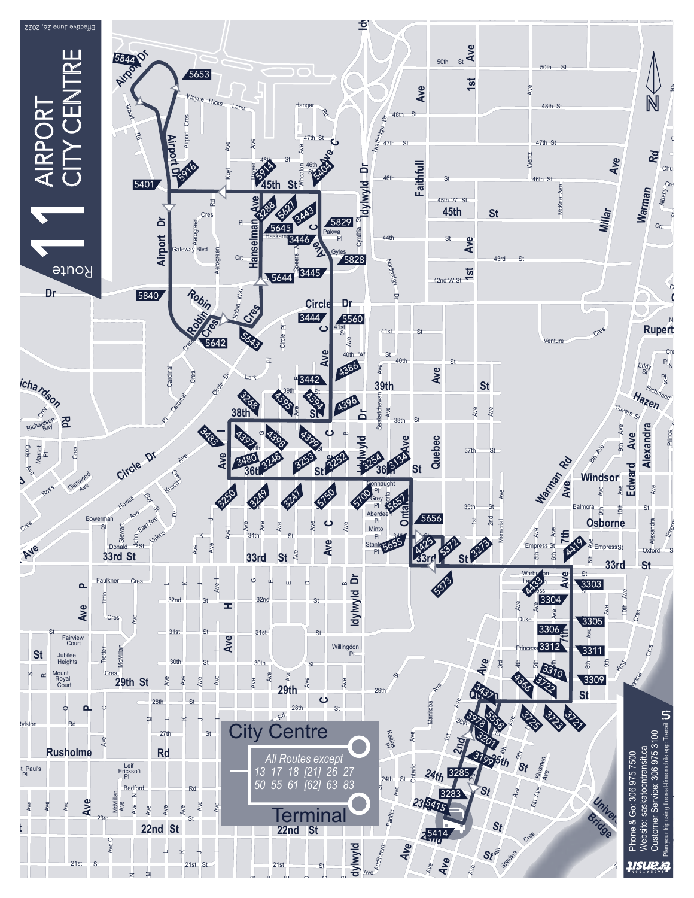# Route 11 AIRPORT CITY CENTRE

Effective June 26, 2022

## City Centre Terminal

All Routes except 13 17 18 [21] 26 27 50 55 61 [62] 63 83

Phone & Go: 306 975 7500
Website: saskatoontransit.ca
Customer Service: 306 975 3100
Plan your trip using the real-time mobile app: Transit

Saskatoon Transit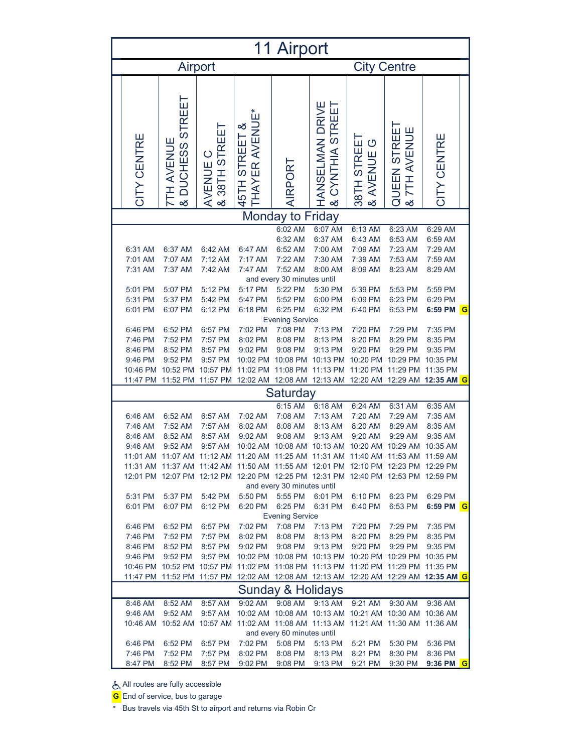# 11 Airport

| Airport | | | | | City Centre | | | | |
|---|---|---|---|---|---|---|---|---|---|
| CITY CENTRE | 7TH AVENUE & DUCHESS STREET | AVENUE C & 38TH STREET | 45TH STREET & THAYER AVENUE* | AIRPORT | HANSELMAN DRIVE & CYNTHIA STREET | 38TH STREET & AVENUE G | QUEEN STREET & 7TH AVENUE | CITY CENTRE | |
| **Monday to Friday** | | | | | | | | | |
| | | | | 6:02 AM | 6:07 AM | 6:13 AM | 6:23 AM | 6:29 AM | |
| | | | | 6:32 AM | 6:37 AM | 6:43 AM | 6:53 AM | 6:59 AM | |
| 6:31 AM | 6:37 AM | 6:42 AM | 6:47 AM | 6:52 AM | 7:00 AM | 7:09 AM | 7:23 AM | 7:29 AM | |
| 7:01 AM | 7:07 AM | 7:12 AM | 7:17 AM | 7:22 AM | 7:30 AM | 7:39 AM | 7:53 AM | 7:59 AM | |
| 7:31 AM | 7:37 AM | 7:42 AM | 7:47 AM | 7:52 AM | 8:00 AM | 8:09 AM | 8:23 AM | 8:29 AM | |
| and every 30 minutes until | | | | | | | | | |
| 5:01 PM | 5:07 PM | 5:12 PM | 5:17 PM | 5:22 PM | 5:30 PM | 5:39 PM | 5:53 PM | 5:59 PM | |
| 5:31 PM | 5:37 PM | 5:42 PM | 5:47 PM | 5:52 PM | 6:00 PM | 6:09 PM | 6:23 PM | 6:29 PM | |
| 6:01 PM | 6:07 PM | 6:12 PM | 6:18 PM | 6:25 PM | 6:32 PM | 6:40 PM | 6:53 PM | **6:59 PM** | G |
| Evening Service | | | | | | | | | |
| 6:46 PM | 6:52 PM | 6:57 PM | 7:02 PM | 7:08 PM | 7:13 PM | 7:20 PM | 7:29 PM | 7:35 PM | |
| 7:46 PM | 7:52 PM | 7:57 PM | 8:02 PM | 8:08 PM | 8:13 PM | 8:20 PM | 8:29 PM | 8:35 PM | |
| 8:46 PM | 8:52 PM | 8:57 PM | 9:02 PM | 9:08 PM | 9:13 PM | 9:20 PM | 9:29 PM | 9:35 PM | |
| 9:46 PM | 9:52 PM | 9:57 PM | 10:02 PM | 10:08 PM | 10:13 PM | 10:20 PM | 10:29 PM | 10:35 PM | |
| 10:46 PM | 10:52 PM | 10:57 PM | 11:02 PM | 11:08 PM | 11:13 PM | 11:20 PM | 11:29 PM | 11:35 PM | |
| 11:47 PM | 11:52 PM | 11:57 PM | 12:02 AM | 12:08 AM | 12:13 AM | 12:20 AM | 12:29 AM | **12:35 AM** | G |
| **Saturday** | | | | | | | | | |
| | | | | 6:15 AM | 6:18 AM | 6:24 AM | 6:31 AM | 6:35 AM | |
| 6:46 AM | 6:52 AM | 6:57 AM | 7:02 AM | 7:08 AM | 7:13 AM | 7:20 AM | 7:29 AM | 7:35 AM | |
| 7:46 AM | 7:52 AM | 7:57 AM | 8:02 AM | 8:08 AM | 8:13 AM | 8:20 AM | 8:29 AM | 8:35 AM | |
| 8:46 AM | 8:52 AM | 8:57 AM | 9:02 AM | 9:08 AM | 9:13 AM | 9:20 AM | 9:29 AM | 9:35 AM | |
| 9:46 AM | 9:52 AM | 9:57 AM | 10:02 AM | 10:08 AM | 10:13 AM | 10:20 AM | 10:29 AM | 10:35 AM | |
| 11:01 AM | 11:07 AM | 11:12 AM | 11:20 AM | 11:25 AM | 11:31 AM | 11:40 AM | 11:53 AM | 11:59 AM | |
| 11:31 AM | 11:37 AM | 11:42 AM | 11:50 AM | 11:55 AM | 12:01 PM | 12:10 PM | 12:23 PM | 12:29 PM | |
| 12:01 PM | 12:07 PM | 12:12 PM | 12:20 PM | 12:25 PM | 12:31 PM | 12:40 PM | 12:53 PM | 12:59 PM | |
| and every 30 minutes until | | | | | | | | | |
| 5:31 PM | 5:37 PM | 5:42 PM | 5:50 PM | 5:55 PM | 6:01 PM | 6:10 PM | 6:23 PM | 6:29 PM | |
| 6:01 PM | 6:07 PM | 6:12 PM | 6:20 PM | 6:25 PM | 6:31 PM | 6:40 PM | 6:53 PM | **6:59 PM** | G |
| Evening Service | | | | | | | | | |
| 6:46 PM | 6:52 PM | 6:57 PM | 7:02 PM | 7:08 PM | 7:13 PM | 7:20 PM | 7:29 PM | 7:35 PM | |
| 7:46 PM | 7:52 PM | 7:57 PM | 8:02 PM | 8:08 PM | 8:13 PM | 8:20 PM | 8:29 PM | 8:35 PM | |
| 8:46 PM | 8:52 PM | 8:57 PM | 9:02 PM | 9:08 PM | 9:13 PM | 9:20 PM | 9:29 PM | 9:35 PM | |
| 9:46 PM | 9:52 PM | 9:57 PM | 10:02 PM | 10:08 PM | 10:13 PM | 10:20 PM | 10:29 PM | 10:35 PM | |
| 10:46 PM | 10:52 PM | 10:57 PM | 11:02 PM | 11:08 PM | 11:13 PM | 11:20 PM | 11:29 PM | 11:35 PM | |
| 11:47 PM | 11:52 PM | 11:57 PM | 12:02 AM | 12:08 AM | 12:13 AM | 12:20 AM | 12:29 AM | **12:35 AM** | G |
| **Sunday & Holidays** | | | | | | | | | |
| 8:46 AM | 8:52 AM | 8:57 AM | 9:02 AM | 9:08 AM | 9:13 AM | 9:21 AM | 9:30 AM | 9:36 AM | |
| 9:46 AM | 9:52 AM | 9:57 AM | 10:02 AM | 10:08 AM | 10:13 AM | 10:21 AM | 10:30 AM | 10:36 AM | |
| 10:46 AM | 10:52 AM | 10:57 AM | 11:02 AM | 11:08 AM | 11:13 AM | 11:21 AM | 11:30 AM | 11:36 AM | |
| and every 60 minutes until | | | | | | | | | |
| 6:46 PM | 6:52 PM | 6:57 PM | 7:02 PM | 5:08 PM | 5:13 PM | 5:21 PM | 5:30 PM | 5:36 PM | |
| 7:46 PM | 7:52 PM | 7:57 PM | 8:02 PM | 8:08 PM | 8:13 PM | 8:21 PM | 8:30 PM | 8:36 PM | |
| 8:47 PM | 8:52 PM | 8:57 PM | 9:02 PM | 9:08 PM | 9:13 PM | 9:21 PM | 9:30 PM | **9:36 PM** | G |

♿ All routes are fully accessible

G End of service, bus to garage

\* Bus travels via 45th St to airport and returns via Robin Cr